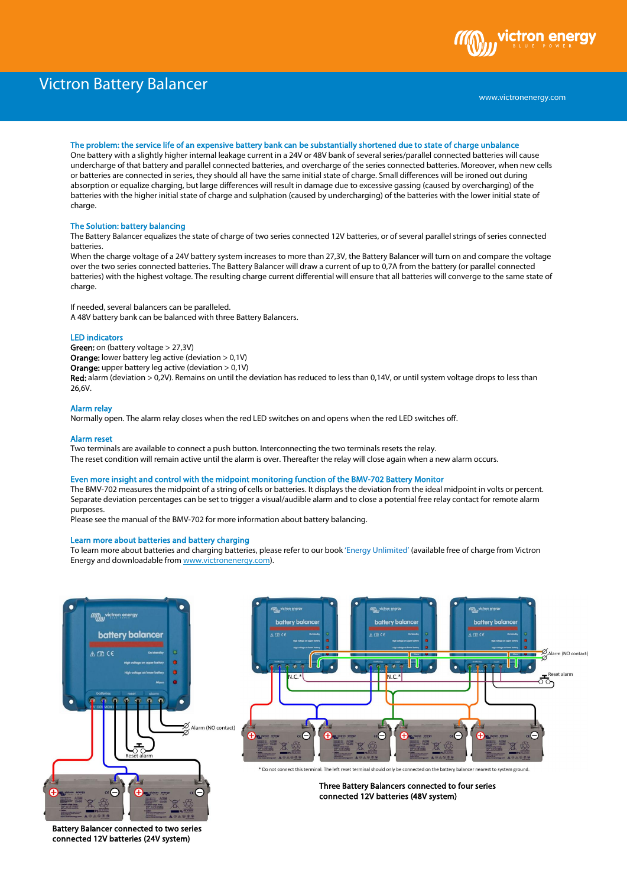# Victron Battery Balancer

### The problem: the service life of an expensive battery bank can be substantially shortened due to state of charge unbalance

One battery with a slightly higher internal leakage current in a 24V or 48V bank of several series/parallel connected batteries will cause undercharge of that battery and parallel connected batteries, and overcharge of the series connected batteries. Moreover, when new cells or batteries are connected in series, they should all have the same initial state of charge. Small differences will be ironed out during absorption or equalize charging, but large differences will result in damage due to excessive gassing (caused by overcharging) of the batteries with the higher initial state of charge and sulphation (caused by undercharging) of the batteries with the lower initial state of charge.

### The Solution: battery balancing

The Battery Balancer equalizes the state of charge of two series connected 12V batteries, or of several parallel strings of series connected batteries.

When the charge voltage of a 24V battery system increases to more than 27,3V, the Battery Balancer will turn on and compare the voltage over the two series connected batteries. The Battery Balancer will draw a current of up to 0,7A from the battery (or parallel connected batteries) with the highest voltage. The resulting charge current differential will ensure that all batteries will converge to the same state of charge.

If needed, several balancers can be paralleled.
A 48V battery bank can be balanced with three Battery Balancers.

### LED indicators

**Green:** on (battery voltage > 27,3V)
**Orange:** lower battery leg active (deviation > 0,1V)
**Orange:** upper battery leg active (deviation > 0,1V)
**Red:** alarm (deviation > 0,2V). Remains on until the deviation has reduced to less than 0,14V, or until system voltage drops to less than 26,6V.

### Alarm relay

Normally open. The alarm relay closes when the red LED switches on and opens when the red LED switches off.

### Alarm reset

Two terminals are available to connect a push button. Interconnecting the two terminals resets the relay.
The reset condition will remain active until the alarm is over. Thereafter the relay will close again when a new alarm occurs.

### Even more insight and control with the midpoint monitoring function of the BMV-702 Battery Monitor

The BMV-702 measures the midpoint of a string of cells or batteries. It displays the deviation from the ideal midpoint in volts or percent. Separate deviation percentages can be set to trigger a visual/audible alarm and to close a potential free relay contact for remote alarm purposes.
Please see the manual of the BMV-702 for more information about battery balancing.

### Learn more about batteries and battery charging

To learn more about batteries and charging batteries, please refer to our book 'Energy Unlimited' (available free of charge from Victron Energy and downloadable from www.victronenergy.com).

Battery Balancer connected to two series connected 12V batteries (24V system)

\* Do not connect this terminal. The left reset terminal should only be connected on the battery balancer nearest to system ground.

Three Battery Balancers connected to four series connected 12V batteries (48V system)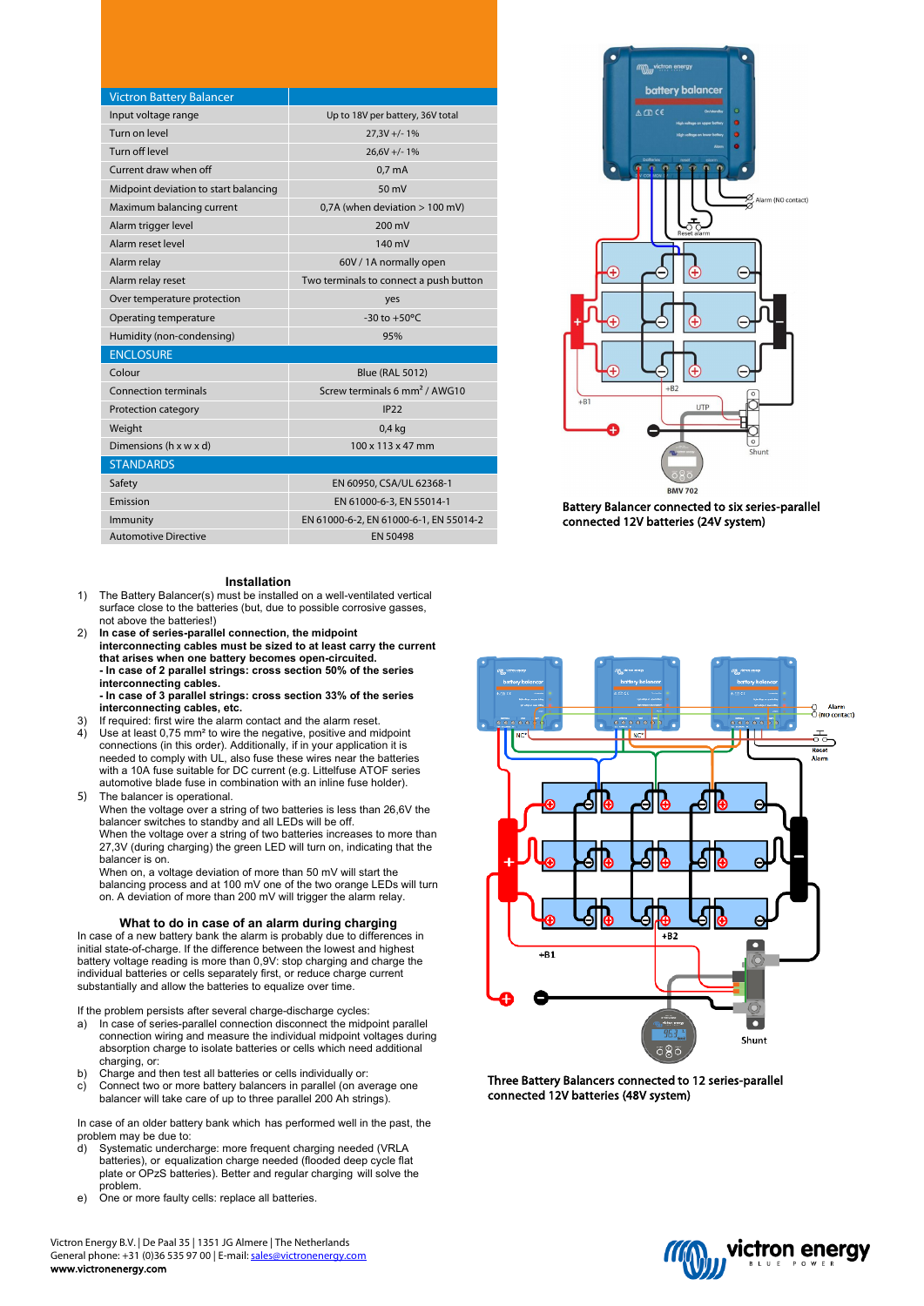| Victron Battery Balancer | |
|---|---|
| Input voltage range | Up to 18V per battery, 36V total |
| Turn on level | 27,3V +/- 1% |
| Turn off level | 26,6V +/- 1% |
| Current draw when off | 0,7 mA |
| Midpoint deviation to start balancing | 50 mV |
| Maximum balancing current | 0,7A (when deviation > 100 mV) |
| Alarm trigger level | 200 mV |
| Alarm reset level | 140 mV |
| Alarm relay | 60V / 1A normally open |
| Alarm relay reset | Two terminals to connect a push button |
| Over temperature protection | yes |
| Operating temperature | -30 to +50°C |
| Humidity (non-condensing) | 95% |
| **ENCLOSURE** | |
| Colour | Blue (RAL 5012) |
| Connection terminals | Screw terminals 6 mm² / AWG10 |
| Protection category | IP22 |
| Weight | 0,4 kg |
| Dimensions (h x w x d) | 100 x 113 x 47 mm |
| **STANDARDS** | |
| Safety | EN 60950, CSA/UL 62368-1 |
| Emission | EN 61000-6-3, EN 55014-1 |
| Immunity | EN 61000-6-2, EN 61000-6-1, EN 55014-2 |
| Automotive Directive | EN 50498 |

Battery Balancer connected to six series-parallel connected 12V batteries (24V system)

## Installation

1) The Battery Balancer(s) must be installed on a well-ventilated vertical surface close to the batteries (but, due to possible corrosive gasses, not above the batteries!)
2) **In case of series-parallel connection, the midpoint interconnecting cables must be sized to at least carry the current that arises when one battery becomes open-circuited.**
   **- In case of 2 parallel strings: cross section 50% of the series interconnecting cables.**
   **- In case of 3 parallel strings: cross section 33% of the series interconnecting cables, etc.**
3) If required: first wire the alarm contact and the alarm reset.
4) Use at least 0,75 mm² to wire the negative, positive and midpoint connections (in this order). Additionally, if in your application it is needed to comply with UL, also fuse these wires near the batteries with a 10A fuse suitable for DC current (e.g. Littelfuse ATOF series automotive blade fuse in combination with an inline fuse holder).
5) The balancer is operational.
   When the voltage over a string of two batteries is less than 26,6V the balancer switches to standby and all LEDs will be off.
   When the voltage over a string of two batteries increases to more than 27,3V (during charging) the green LED will turn on, indicating that the balancer is on.
   When on, a voltage deviation of more than 50 mV will start the balancing process and at 100 mV one of the two orange LEDs will turn on. A deviation of more than 200 mV will trigger the alarm relay.

## What to do in case of an alarm during charging

In case of a new battery bank the alarm is probably due to differences in initial state-of-charge. If the difference between the lowest and highest battery voltage reading is more than 0,9V: stop charging and charge the individual batteries or cells separately first, or reduce charge current substantially and allow the batteries to equalize over time.

If the problem persists after several charge-discharge cycles:

a) In case of series-parallel connection disconnect the midpoint parallel connection wiring and measure the individual midpoint voltages during absorption charge to isolate batteries or cells which need additional charging, or:
b) Charge and then test all batteries or cells individually or:
c) Connect two or more battery balancers in parallel (on average one balancer will take care of up to three parallel 200 Ah strings).

In case of an older battery bank which has performed well in the past, the problem may be due to:

d) Systematic undercharge: more frequent charging needed (VRLA batteries), or equalization charge needed (flooded deep cycle flat plate or OPzS batteries). Better and regular charging will solve the problem.
e) One or more faulty cells: replace all batteries.

Three Battery Balancers connected to 12 series-parallel connected 12V batteries (48V system)

Victron Energy B.V. | De Paal 35 | 1351 JG Almere | The Netherlands
General phone: +31 (0)36 535 97 00 | E-mail: sales@victronenergy.com
**www.victronenergy.com**